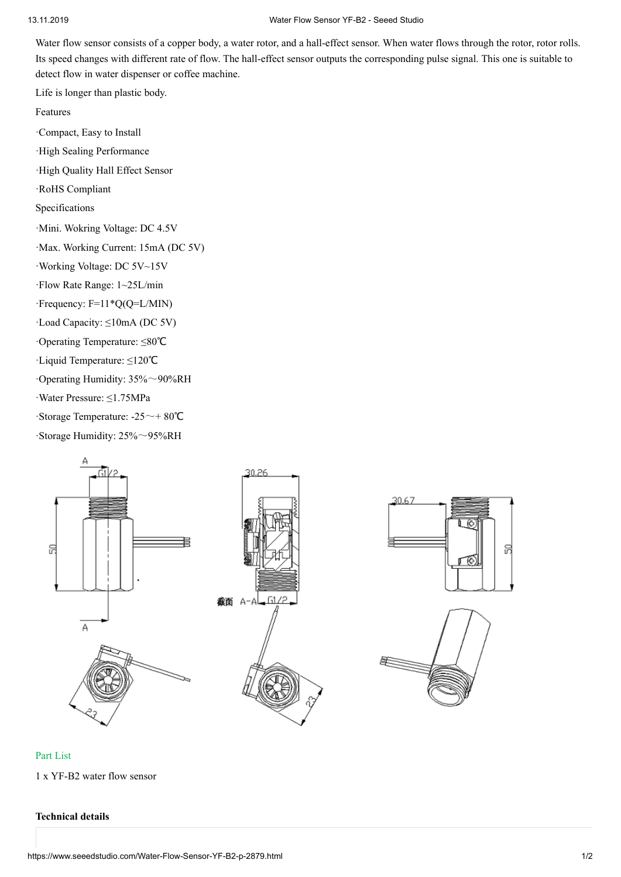Water flow sensor consists of a copper body, a water rotor, and a hall-effect sensor. When water flows through the rotor, rotor rolls. Its speed changes with different rate of flow. The hall-effect sensor outputs the corresponding pulse signal. This one is suitable to detect flow in water dispenser or coffee machine.

Life is longer than plastic body.

Features

·Compact, Easy to Install

·High Sealing Performance

·High Quality Hall Effect Sensor

·RoHS Compliant

Specifications

·Mini. Wokring Voltage: DC 4.5V

·Max. Working Current: 15mA (DC 5V)

·Working Voltage: DC 5V~15V

·Flow Rate Range: 1~25L/min

·Frequency: F=11*Q(Q=L/MIN)

·Load Capacity: ≤10mA (DC 5V)

·Operating Temperature: ≤80℃

·Liquid Temperature: ≤120℃

·Operating Humidity: 35%～90%RH

·Water Pressure: ≤1.75MPa

·Storage Temperature: -25～+ 80℃

·Storage Humidity: 25%～95%RH

## Part List

1 x YF-B2 water flow sensor

**Technical details**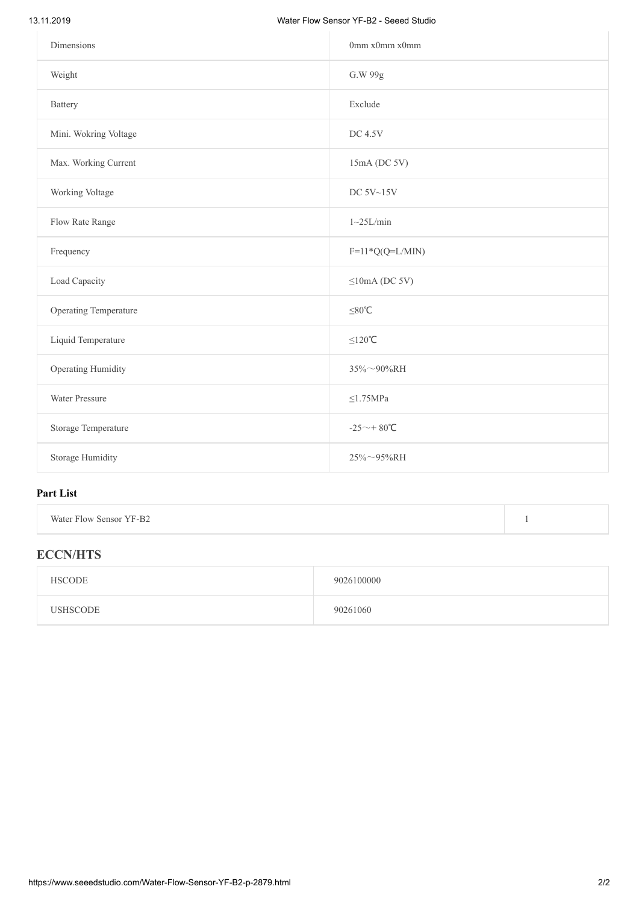| | |
|---|---|
| Dimensions | 0mm x0mm x0mm |
| Weight | G.W 99g |
| Battery | Exclude |
| Mini. Wokring Voltage | DC 4.5V |
| Max. Working Current | 15mA (DC 5V) |
| Working Voltage | DC 5V~15V |
| Flow Rate Range | 1~25L/min |
| Frequency | F=11*Q(Q=L/MIN) |
| Load Capacity | ≤10mA (DC 5V) |
| Operating Temperature | ≤80℃ |
| Liquid Temperature | ≤120℃ |
| Operating Humidity | 35%～90%RH |
| Water Pressure | ≤1.75MPa |
| Storage Temperature | -25～+ 80℃ |
| Storage Humidity | 25%～95%RH |

**Part List**

| | |
|---|---|
| Water Flow Sensor YF-B2 | 1 |

## ECCN/HTS

| | |
|---|---|
| HSCODE | 9026100000 |
| USHSCODE | 90261060 |